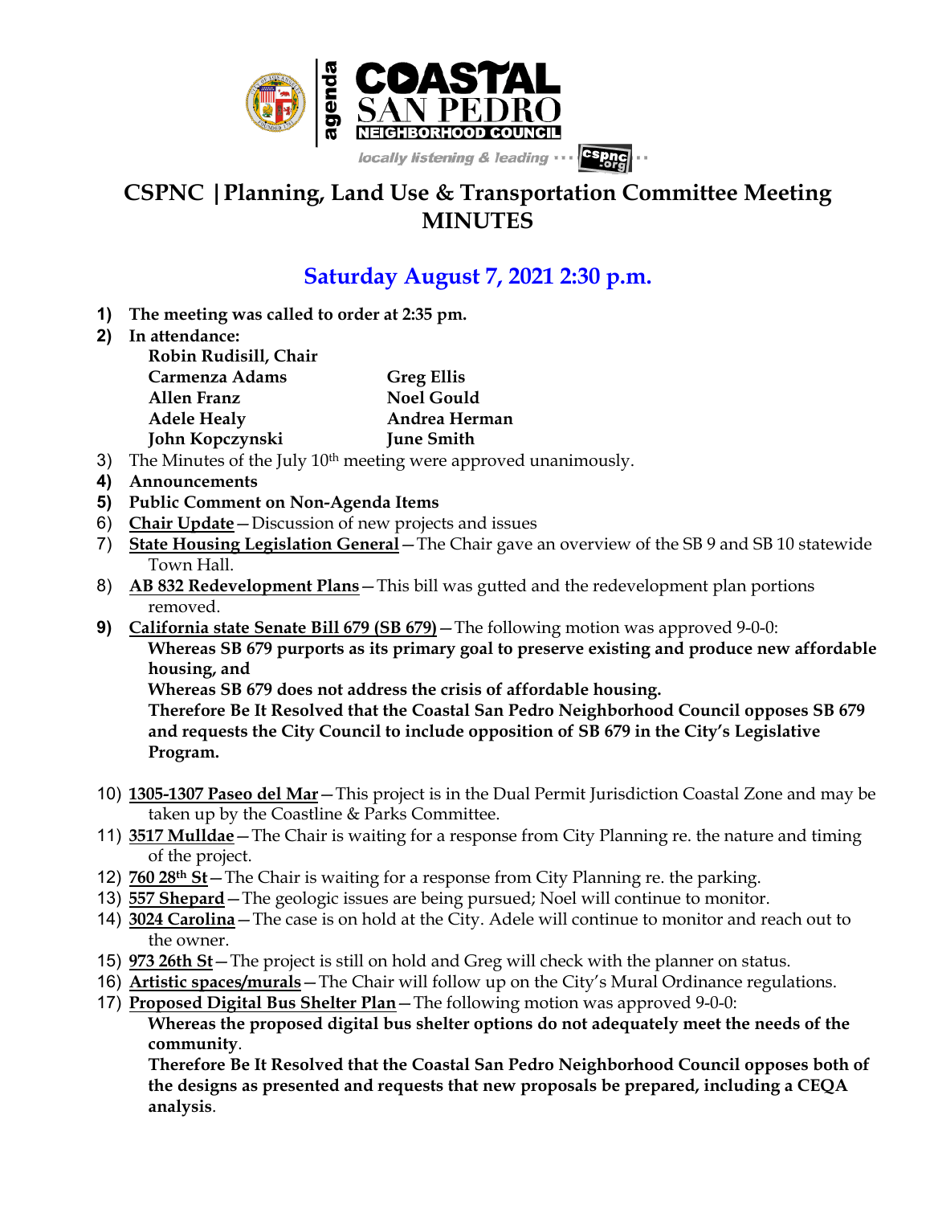# CSPNC | Planning, Land Use & Transportation Committee Meeting MINUTES

## Saturday August 7, 2021 2:30 p.m.

1) **The meeting was called to order at 2:35 pm.**
2) **In attendance:**
   - **Robin Rudisill, Chair**
   - **Carmenza Adams**
   - **Greg Ellis**
   - **Allen Franz**
   - **Noel Gould**
   - **Adele Healy**
   - **Andrea Herman**
   - **John Kopczynski**
   - **June Smith**
3) The Minutes of the July 10th meeting were approved unanimously.
4) **Announcements**
5) **Public Comment on Non-Agenda Items**
6) **Chair Update**—Discussion of new projects and issues
7) **State Housing Legislation General**—The Chair gave an overview of the SB 9 and SB 10 statewide Town Hall.
8) **AB 832 Redevelopment Plans**—This bill was gutted and the redevelopment plan portions removed.
9) **California state Senate Bill 679 (SB 679)**—The following motion was approved 9-0-0:
   **Whereas SB 679 purports as its primary goal to preserve existing and produce new affordable housing, and**
   **Whereas SB 679 does not address the crisis of affordable housing.**
   **Therefore Be It Resolved that the Coastal San Pedro Neighborhood Council opposes SB 679 and requests the City Council to include opposition of SB 679 in the City's Legislative Program.**
10) **1305-1307 Paseo del Mar**—This project is in the Dual Permit Jurisdiction Coastal Zone and may be taken up by the Coastline & Parks Committee.
11) **3517 Mulldae**—The Chair is waiting for a response from City Planning re. the nature and timing of the project.
12) **760 28th St**—The Chair is waiting for a response from City Planning re. the parking.
13) **557 Shepard**—The geologic issues are being pursued; Noel will continue to monitor.
14) **3024 Carolina**—The case is on hold at the City. Adele will continue to monitor and reach out to the owner.
15) **973 26th St**—The project is still on hold and Greg will check with the planner on status.
16) **Artistic spaces/murals**—The Chair will follow up on the City's Mural Ordinance regulations.
17) **Proposed Digital Bus Shelter Plan**—The following motion was approved 9-0-0:
   **Whereas the proposed digital bus shelter options do not adequately meet the needs of the community.**
   **Therefore Be It Resolved that the Coastal San Pedro Neighborhood Council opposes both of the designs as presented and requests that new proposals be prepared, including a CEQA analysis.**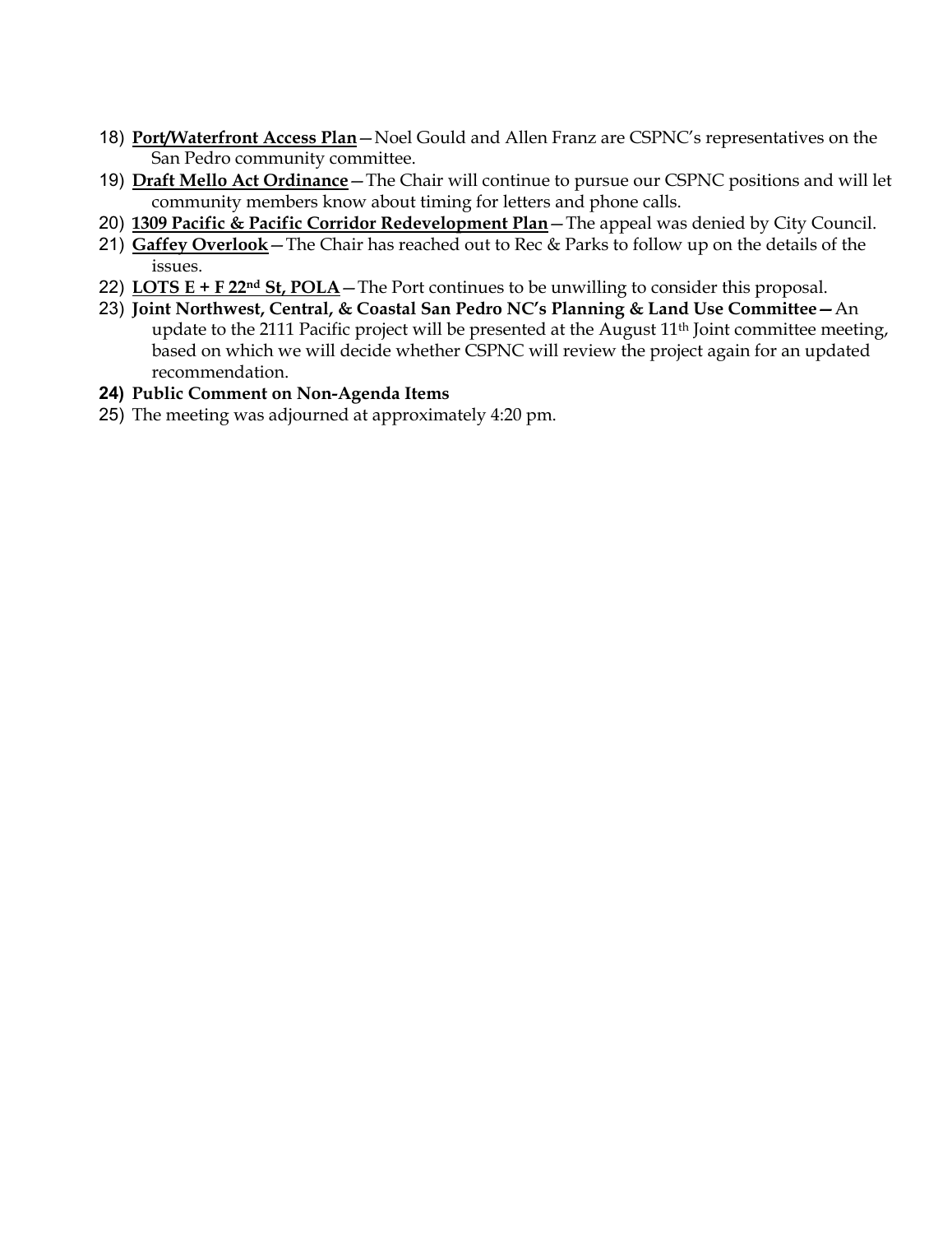18) **<u>Port/Waterfront Access Plan</u>**—Noel Gould and Allen Franz are CSPNC's representatives on the San Pedro community committee.
19) **<u>Draft Mello Act Ordinance</u>**—The Chair will continue to pursue our CSPNC positions and will let community members know about timing for letters and phone calls.
20) **<u>1309 Pacific & Pacific Corridor Redevelopment Plan</u>**—The appeal was denied by City Council.
21) **<u>Gaffey Overlook</u>**—The Chair has reached out to Rec & Parks to follow up on the details of the issues.
22) **<u>LOTS E + F 22nd St, POLA</u>**—The Port continues to be unwilling to consider this proposal.
23) **Joint Northwest, Central, & Coastal San Pedro NC's Planning & Land Use Committee—** An update to the 2111 Pacific project will be presented at the August 11th Joint committee meeting, based on which we will decide whether CSPNC will review the project again for an updated recommendation.
24) **Public Comment on Non-Agenda Items**
25) The meeting was adjourned at approximately 4:20 pm.